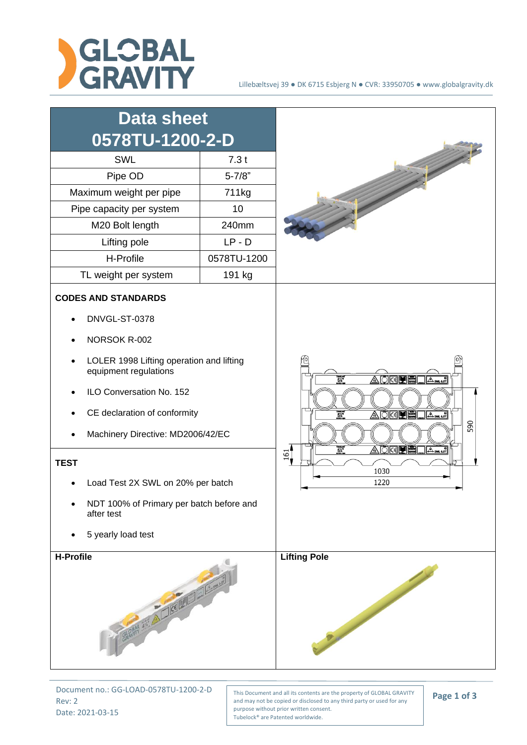# Data sheet 0578TU-1200-2-D

| | |
|---|---|
| SWL | 7.3 t |
| Pipe OD | 5-7/8" |
| Maximum weight per pipe | 711kg |
| Pipe capacity per system | 10 |
| M20 Bolt length | 240mm |
| Lifting pole | LP - D |
| H-Profile | 0578TU-1200 |
| TL weight per system | 191 kg |

**CODES AND STANDARDS**

- DNVGL-ST-0378
- NORSOK R-002
- LOLER 1998 Lifting operation and lifting equipment regulations
- ILO Conversation No. 152
- CE declaration of conformity
- Machinery Directive: MD2006/42/EC

**TEST**

- Load Test 2X SWL on 20% per batch
- NDT 100% of Primary per batch before and after test
- 5 yearly load test

161

590

1030

1220

**H-Profile**

**Lifting Pole**

Document no.: GG-LOAD-0578TU-1200-2-D
Rev: 2
Date: 2021-03-15

This Document and all its contents are the property of GLOBAL GRAVITY and may not be copied or disclosed to any third party or used for any purpose without prior written consent.
Tubelock® are Patented worldwide.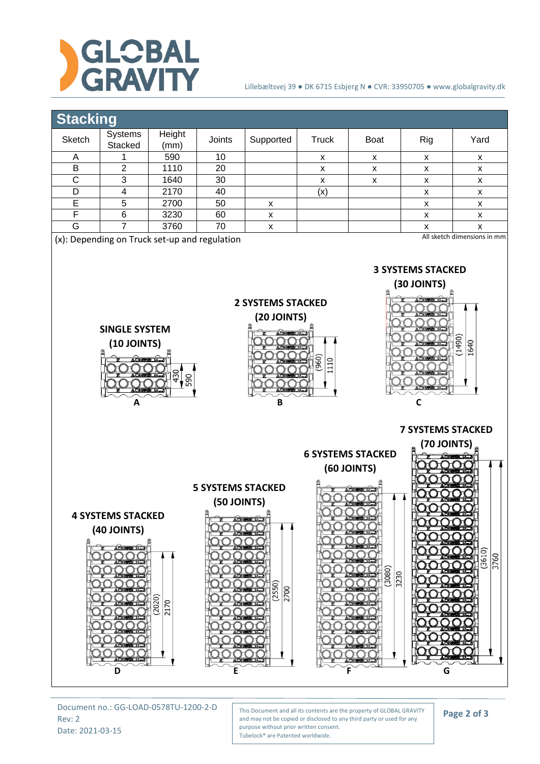## Stacking

| Sketch | Systems Stacked | Height (mm) | Joints | Supported | Truck | Boat | Rig | Yard |
|---|---|---|---|---|---|---|---|---|
| A | 1 | 590 | 10 | | x | x | x | x |
| B | 2 | 1110 | 20 | | x | x | x | x |
| C | 3 | 1640 | 30 | | x | x | x | x |
| D | 4 | 2170 | 40 | | (x) | | x | x |
| E | 5 | 2700 | 50 | x | | | x | x |
| F | 6 | 3230 | 60 | x | | | x | x |
| G | 7 | 3760 | 70 | x | | | x | x |

(x): Depending on Truck set-up and regulation

All sketch dimensions in mm

**SINGLE SYSTEM (10 JOINTS)**

430, 590

A

**2 SYSTEMS STACKED (20 JOINTS)**

(960), 1110

B

**3 SYSTEMS STACKED (30 JOINTS)**

(1490), 1640

C

**4 SYSTEMS STACKED (40 JOINTS)**

(2020), 2170

D

**5 SYSTEMS STACKED (50 JOINTS)**

(2550), 2700

E

**6 SYSTEMS STACKED (60 JOINTS)**

(3080), 3230

F

**7 SYSTEMS STACKED (70 JOINTS)**

(3610), 3760

G

Document no.: GG-LOAD-0578TU-1200-2-D
Rev: 2
Date: 2021-03-15

This Document and all its contents are the property of GLOBAL GRAVITY and may not be copied or disclosed to any third party or used for any purpose without prior written consent.
Tubelock® are Patented worldwide.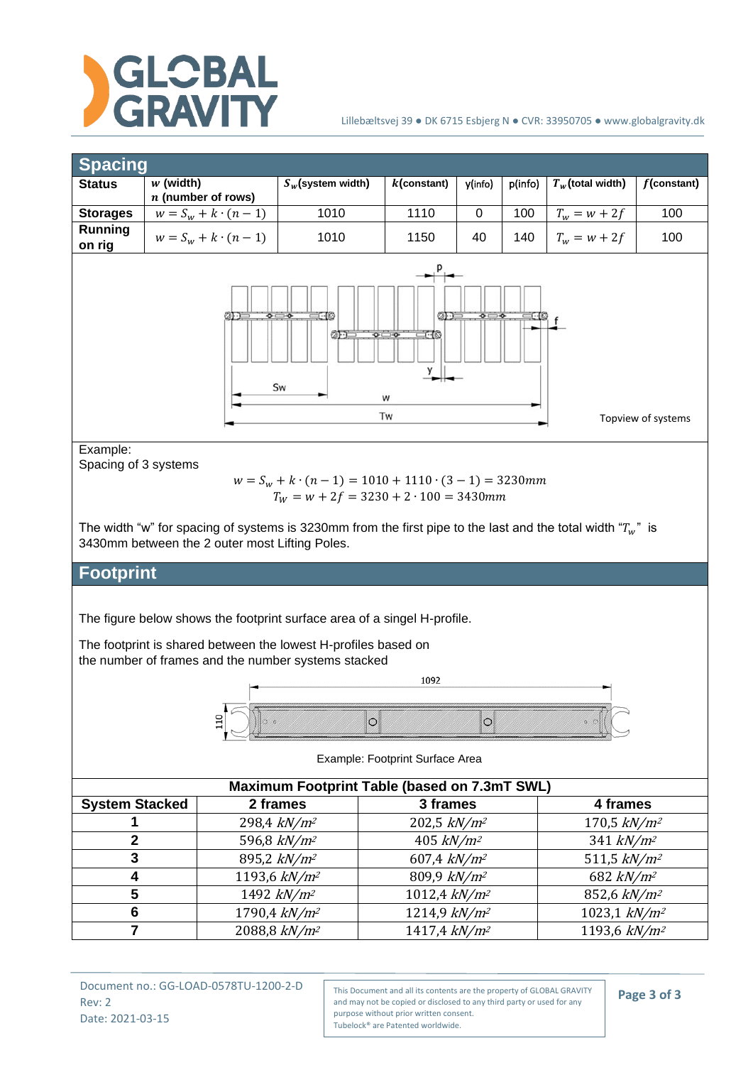## Spacing

| Status | $w$ (width) $n$ (number of rows) | $S_w$(system width) | $k$(constant) | y(info) | p(info) | $T_w$(total width) | $f$(constant) |
|---|---|---|---|---|---|---|---|
| Storages | $w = S_w + k \cdot (n-1)$ | 1010 | 1110 | 0 | 100 | $T_w = w + 2f$ | 100 |
| Running on rig | $w = S_w + k \cdot (n-1)$ | 1010 | 1150 | 40 | 140 | $T_w = w + 2f$ | 100 |

p
f
y
Sw
w
Tw
Topview of systems

Example:
Spacing of 3 systems

$$w = S_w + k \cdot (n-1) = 1010 + 1110 \cdot (3-1) = 3230mm$$
$$T_W = w + 2f = 3230 + 2 \cdot 100 = 3430mm$$

The width "w" for spacing of systems is 3230mm from the first pipe to the last and the total width "$T_w$" is 3430mm between the 2 outer most Lifting Poles.

## Footprint

The figure below shows the footprint surface area of a singel H-profile.

The footprint is shared between the lowest H-profiles based on the number of frames and the number systems stacked

1092
110

Example: Footprint Surface Area

| Maximum Footprint Table (based on 7.3mT SWL) | | | |
|---|---|---|---|
| **System Stacked** | **2 frames** | **3 frames** | **4 frames** |
| **1** | 298,4 $kN/m^2$ | 202,5 $kN/m^2$ | 170,5 $kN/m^2$ |
| **2** | 596,8 $kN/m^2$ | 405 $kN/m^2$ | 341 $kN/m^2$ |
| **3** | 895,2 $kN/m^2$ | 607,4 $kN/m^2$ | 511,5 $kN/m^2$ |
| **4** | 1193,6 $kN/m^2$ | 809,9 $kN/m^2$ | 682 $kN/m^2$ |
| **5** | 1492 $kN/m^2$ | 1012,4 $kN/m^2$ | 852,6 $kN/m^2$ |
| **6** | 1790,4 $kN/m^2$ | 1214,9 $kN/m^2$ | 1023,1 $kN/m^2$ |
| **7** | 2088,8 $kN/m^2$ | 1417,4 $kN/m^2$ | 1193,6 $kN/m^2$ |